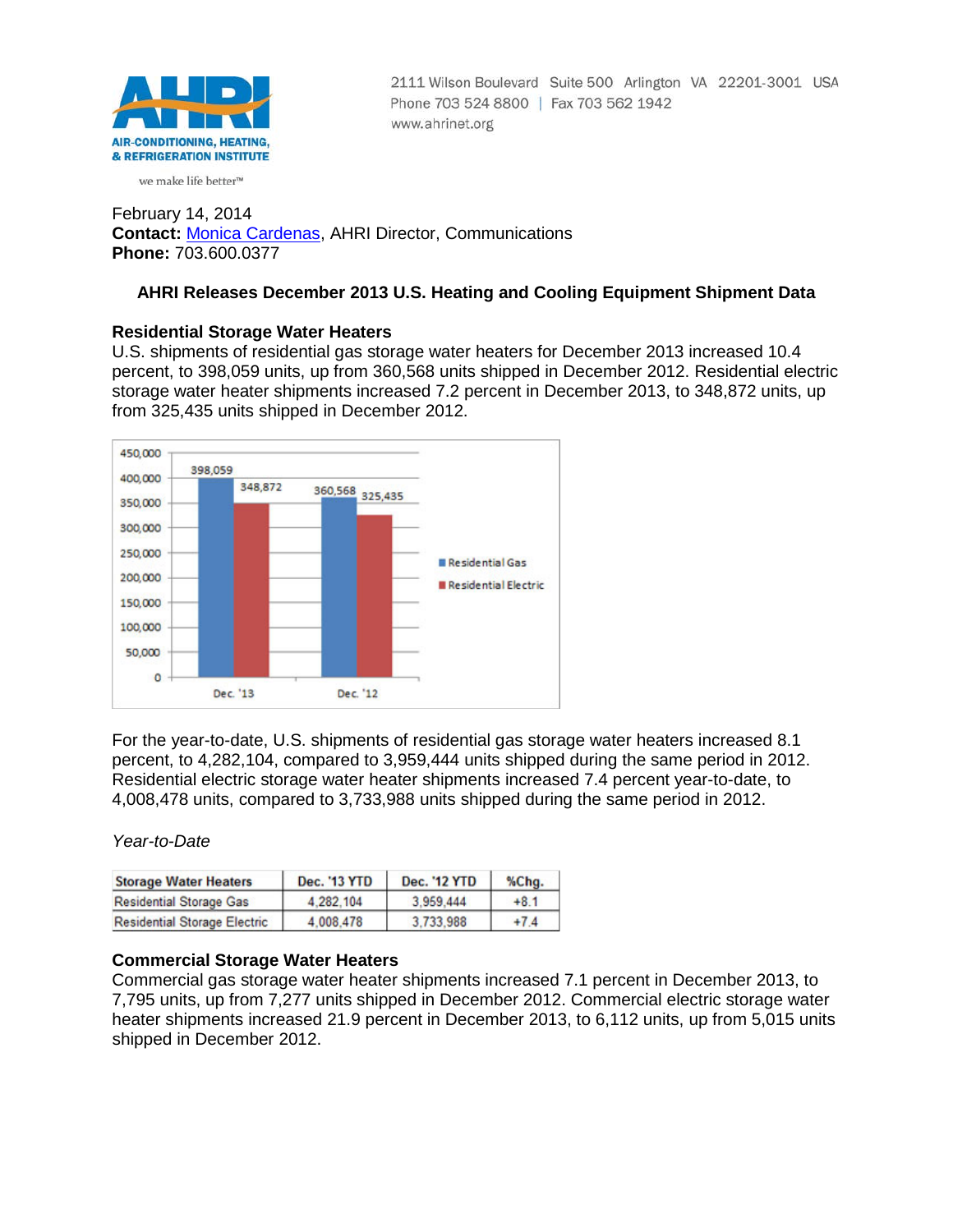AIR-CONDITIONING, HEATING, & REFRIGERATION INSTITUTE

we make life better™

2111 Wilson Boulevard Suite 500 Arlington VA 22201-3001 USA
Phone 703 524 8800 | Fax 703 562 1942
www.ahrinet.org

February 14, 2014
**Contact:** Monica Cardenas, AHRI Director, Communications
**Phone:** 703.600.0377

## AHRI Releases December 2013 U.S. Heating and Cooling Equipment Shipment Data

### Residential Storage Water Heaters

U.S. shipments of residential gas storage water heaters for December 2013 increased 10.4 percent, to 398,059 units, up from 360,568 units shipped in December 2012. Residential electric storage water heater shipments increased 7.2 percent in December 2013, to 348,872 units, up from 325,435 units shipped in December 2012.

| | Residential Gas | Residential Electric |
|---|---|---|
| Dec. '13 | 398,059 | 348,872 |
| Dec. '12 | 360,568 | 325,435 |

For the year-to-date, U.S. shipments of residential gas storage water heaters increased 8.1 percent, to 4,282,104, compared to 3,959,444 units shipped during the same period in 2012. Residential electric storage water heater shipments increased 7.4 percent year-to-date, to 4,008,478 units, compared to 3,733,988 units shipped during the same period in 2012.

*Year-to-Date*

| Storage Water Heaters | Dec. '13 YTD | Dec. '12 YTD | %Chg. |
|---|---|---|---|
| Residential Storage Gas | 4,282,104 | 3,959,444 | +8.1 |
| Residential Storage Electric | 4,008,478 | 3,733,988 | +7.4 |

### Commercial Storage Water Heaters

Commercial gas storage water heater shipments increased 7.1 percent in December 2013, to 7,795 units, up from 7,277 units shipped in December 2012. Commercial electric storage water heater shipments increased 21.9 percent in December 2013, to 6,112 units, up from 5,015 units shipped in December 2012.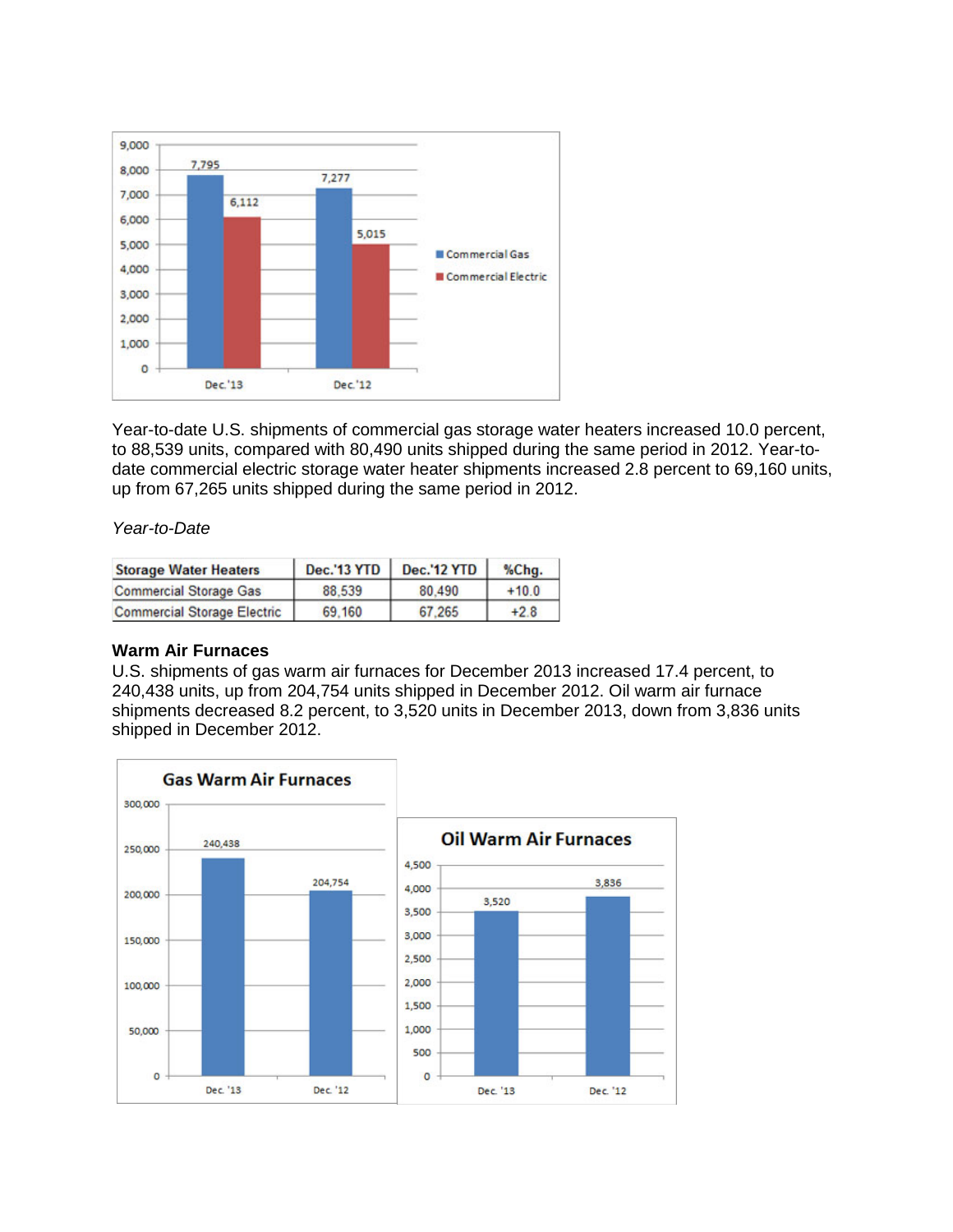Year-to-date U.S. shipments of commercial gas storage water heaters increased 10.0 percent, to 88,539 units, compared with 80,490 units shipped during the same period in 2012. Year-to-date commercial electric storage water heater shipments increased 2.8 percent to 69,160 units, up from 67,265 units shipped during the same period in 2012.

*Year-to-Date*

| Storage Water Heaters | Dec.'13 YTD | Dec.'12 YTD | %Chg. |
|---|---|---|---|
| Commercial Storage Gas | 88,539 | 80,490 | +10.0 |
| Commercial Storage Electric | 69,160 | 67,265 | +2.8 |

**Warm Air Furnaces**

U.S. shipments of gas warm air furnaces for December 2013 increased 17.4 percent, to 240,438 units, up from 204,754 units shipped in December 2012. Oil warm air furnace shipments decreased 8.2 percent, to 3,520 units in December 2013, down from 3,836 units shipped in December 2012.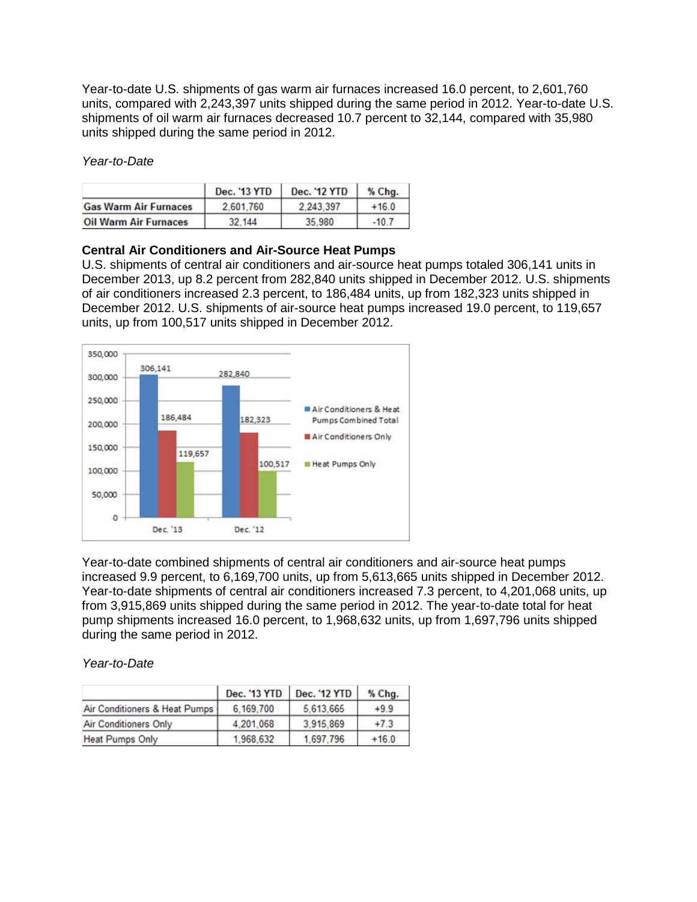Year-to-date U.S. shipments of gas warm air furnaces increased 16.0 percent, to 2,601,760 units, compared with 2,243,397 units shipped during the same period in 2012. Year-to-date U.S. shipments of oil warm air furnaces decreased 10.7 percent to 32,144, compared with 35,980 units shipped during the same period in 2012.

*Year-to-Date*

| | Dec. '13 YTD | Dec. '12 YTD | % Chg. |
|---|---|---|---|
| Gas Warm Air Furnaces | 2,601,760 | 2,243,397 | +16.0 |
| Oil Warm Air Furnaces | 32,144 | 35,980 | -10.7 |

**Central Air Conditioners and Air-Source Heat Pumps**

U.S. shipments of central air conditioners and air-source heat pumps totaled 306,141 units in December 2013, up 8.2 percent from 282,840 units shipped in December 2012. U.S. shipments of air conditioners increased 2.3 percent, to 186,484 units, up from 182,323 units shipped in December 2012. U.S. shipments of air-source heat pumps increased 19.0 percent, to 119,657 units, up from 100,517 units shipped in December 2012.

Year-to-date combined shipments of central air conditioners and air-source heat pumps increased 9.9 percent, to 6,169,700 units, up from 5,613,665 units shipped in December 2012. Year-to-date shipments of central air conditioners increased 7.3 percent, to 4,201,068 units, up from 3,915,869 units shipped during the same period in 2012. The year-to-date total for heat pump shipments increased 16.0 percent, to 1,968,632 units, up from 1,697,796 units shipped during the same period in 2012.

*Year-to-Date*

| | Dec. '13 YTD | Dec. '12 YTD | % Chg. |
|---|---|---|---|
| Air Conditioners & Heat Pumps | 6,169,700 | 5,613,665 | +9.9 |
| Air Conditioners Only | 4,201,068 | 3,915,869 | +7.3 |
| Heat Pumps Only | 1,968,632 | 1,697,796 | +16.0 |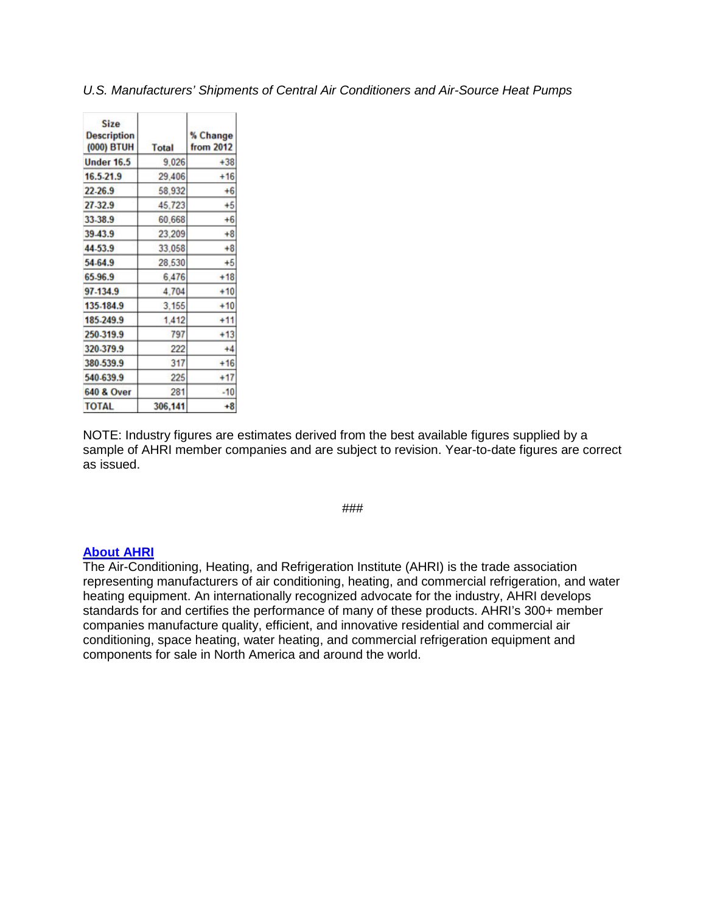*U.S. Manufacturers' Shipments of Central Air Conditioners and Air-Source Heat Pumps*

| Size Description (000) BTUH | Total | % Change from 2012 |
|---|---|---|
| Under 16.5 | 9,026 | +38 |
| 16.5-21.9 | 29,406 | +16 |
| 22-26.9 | 58,932 | +6 |
| 27-32.9 | 45,723 | +5 |
| 33-38.9 | 60,668 | +6 |
| 39-43.9 | 23,209 | +8 |
| 44-53.9 | 33,058 | +8 |
| 54-64.9 | 28,530 | +5 |
| 65-96.9 | 6,476 | +18 |
| 97-134.9 | 4,704 | +10 |
| 135-184.9 | 3,155 | +10 |
| 185-249.9 | 1,412 | +11 |
| 250-319.9 | 797 | +13 |
| 320-379.9 | 222 | +4 |
| 380-539.9 | 317 | +16 |
| 540-639.9 | 225 | +17 |
| 640 & Over | 281 | -10 |
| TOTAL | 306,141 | +8 |

NOTE: Industry figures are estimates derived from the best available figures supplied by a sample of AHRI member companies and are subject to revision. Year-to-date figures are correct as issued.

###

**About AHRI**

The Air-Conditioning, Heating, and Refrigeration Institute (AHRI) is the trade association representing manufacturers of air conditioning, heating, and commercial refrigeration, and water heating equipment. An internationally recognized advocate for the industry, AHRI develops standards for and certifies the performance of many of these products. AHRI's 300+ member companies manufacture quality, efficient, and innovative residential and commercial air conditioning, space heating, water heating, and commercial refrigeration equipment and components for sale in North America and around the world.